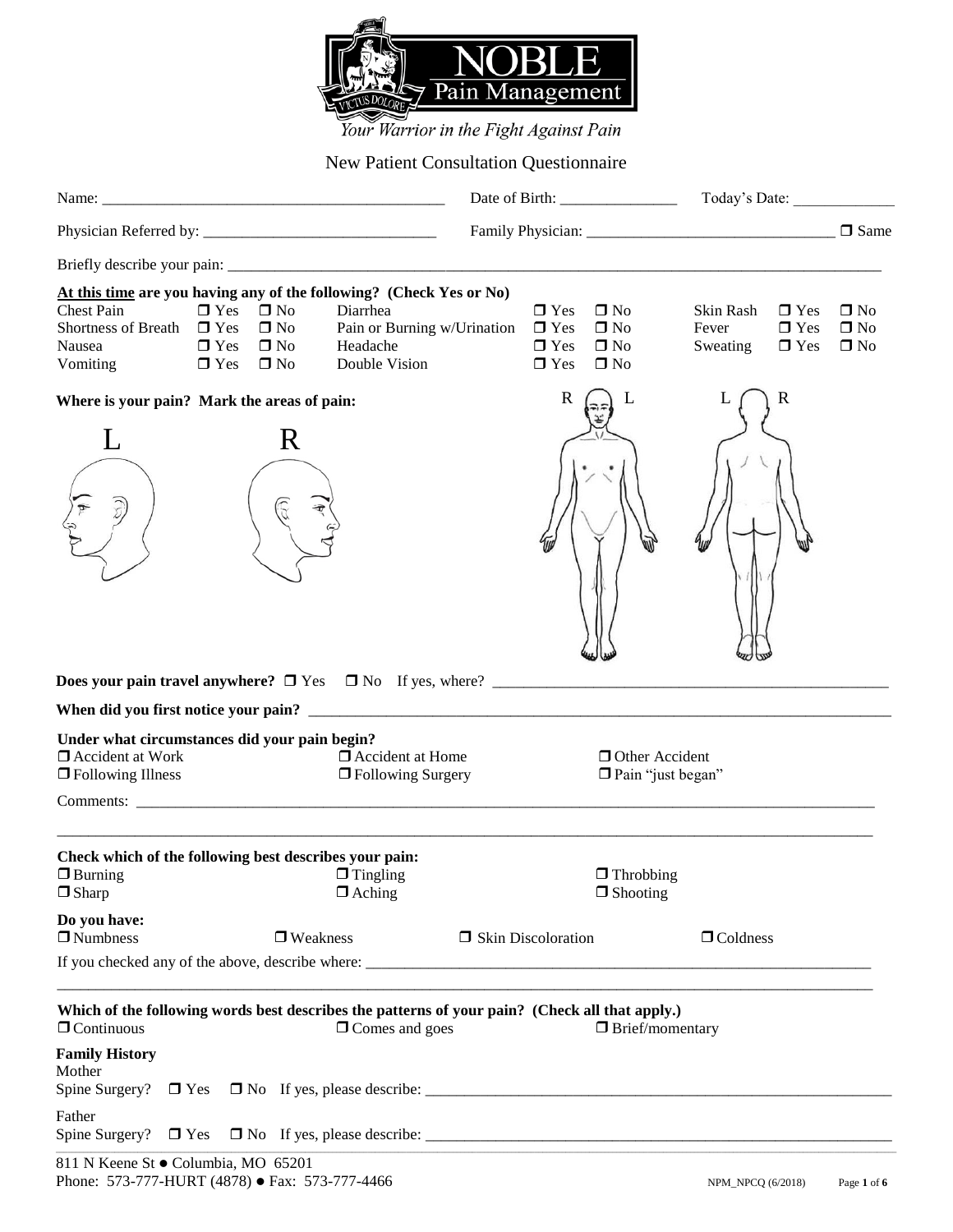# NOBLE Pain Management

*Your Warrior in the Fight Against Pain*

## New Patient Consultation Questionnaire

Name: ____________________ Date of Birth: ______________ Today's Date: ____________

Physician Referred by: ____________________ Family Physician: ____________________ ☐ Same

Briefly describe your pain: ________________________________________

**At this time are you having any of the following? (Check Yes or No)**

| | | | | | | | | |
|---|---|---|---|---|---|---|---|---|
| Chest Pain | ☐ Yes | ☐ No | Diarrhea | ☐ Yes | ☐ No | Skin Rash | ☐ Yes | ☐ No |
| Shortness of Breath | ☐ Yes | ☐ No | Pain or Burning w/Urination | ☐ Yes | ☐ No | Fever | ☐ Yes | ☐ No |
| Nausea | ☐ Yes | ☐ No | Headache | ☐ Yes | ☐ No | Sweating | ☐ Yes | ☐ No |
| Vomiting | ☐ Yes | ☐ No | Double Vision | ☐ Yes | ☐ No | | | |

**Where is your pain? Mark the areas of pain:**

L R

R L L R

**Does your pain travel anywhere?** ☐ Yes ☐ No If yes, where? ____________________

**When did you first notice your pain?** ____________________

**Under what circumstances did your pain begin?**

☐ Accident at Work ☐ Accident at Home ☐ Other Accident
☐ Following Illness ☐ Following Surgery ☐ Pain "just began"

Comments: ____________________

**Check which of the following best describes your pain:**

☐ Burning ☐ Tingling ☐ Throbbing
☐ Sharp ☐ Aching ☐ Shooting

**Do you have:**

☐ Numbness ☐ Weakness ☐ Skin Discoloration ☐ Coldness

If you checked any of the above, describe where: ____________________

**Which of the following words best describes the patterns of your pain? (Check all that apply.)**

☐ Continuous ☐ Comes and goes ☐ Brief/momentary

**Family History**

Mother
Spine Surgery? ☐ Yes ☐ No If yes, please describe: ____________________

Father
Spine Surgery? ☐ Yes ☐ No If yes, please describe: ____________________

811 N Keene St ● Columbia, MO 65201
Phone: 573-777-HURT (4878) ● Fax: 573-777-4466

NPM_NPCQ (6/2018)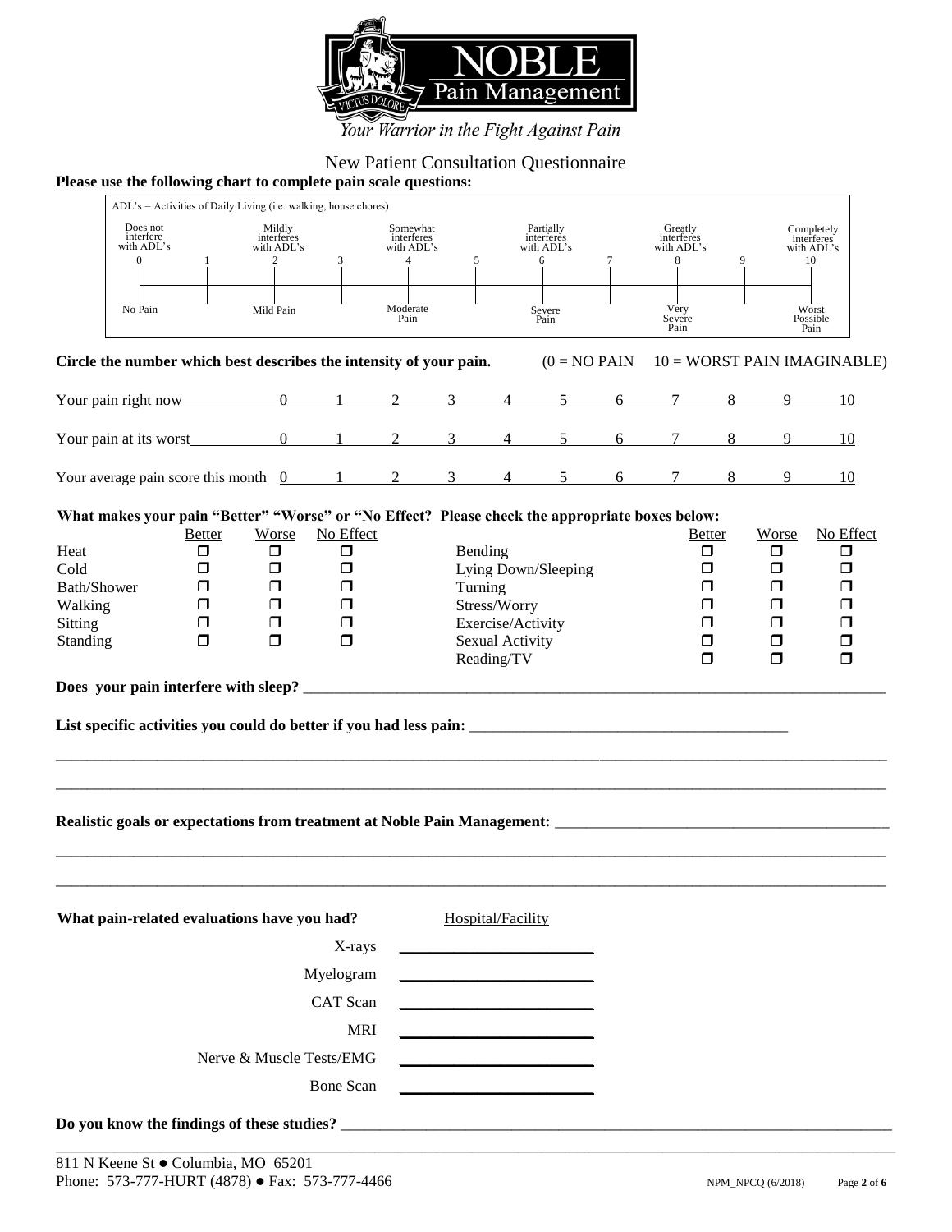# NOBLE Pain Management

*Your Warrior in the Fight Against Pain*

## New Patient Consultation Questionnaire

**Please use the following chart to complete pain scale questions:**

ADL's = Activities of Daily Living (i.e. walking, house chores)

| 0 | 1 | 2 | 3 | 4 | 5 | 6 | 7 | 8 | 9 | 10 |
|---|---|---|---|---|---|---|---|---|---|---|
| Does not interfere with ADL's | | Mildly interferes with ADL's | | Somewhat interferes with ADL's | | Partially interferes with ADL's | | Greatly interferes with ADL's | | Completely interferes with ADL's |
| No Pain | | Mild Pain | | Moderate Pain | | Severe Pain | | Very Severe Pain | | Worst Possible Pain |

**Circle the number which best describes the intensity of your pain.** (0 = NO PAIN 10 = WORST PAIN IMAGINABLE)

| | | | | | | | | | | | |
|---|---|---|---|---|---|---|---|---|---|---|---|
| Your pain right now | 0 | 1 | 2 | 3 | 4 | 5 | 6 | 7 | 8 | 9 | 10 |
| Your pain at its worst | 0 | 1 | 2 | 3 | 4 | 5 | 6 | 7 | 8 | 9 | 10 |
| Your average pain score this month | 0 | 1 | 2 | 3 | 4 | 5 | 6 | 7 | 8 | 9 | 10 |

**What makes your pain "Better" "Worse" or "No Effect? Please check the appropriate boxes below:**

| | Better | Worse | No Effect | | Better | Worse | No Effect |
|---|---|---|---|---|---|---|---|
| Heat | ❒ | ❒ | ❒ | Bending | ❒ | ❒ | ❒ |
| Cold | ❒ | ❒ | ❒ | Lying Down/Sleeping | ❒ | ❒ | ❒ |
| Bath/Shower | ❒ | ❒ | ❒ | Turning | ❒ | ❒ | ❒ |
| Walking | ❒ | ❒ | ❒ | Stress/Worry | ❒ | ❒ | ❒ |
| Sitting | ❒ | ❒ | ❒ | Exercise/Activity | ❒ | ❒ | ❒ |
| Standing | ❒ | ❒ | ❒ | Sexual Activity | ❒ | ❒ | ❒ |
| | | | | Reading/TV | ❒ | ❒ | ❒ |

**Does your pain interfere with sleep?** ______________________________________________

**List specific activities you could do better if you had less pain:** ______________________________

______________________________________________________________________________

______________________________________________________________________________

**Realistic goals or expectations from treatment at Noble Pain Management:** ______________________

______________________________________________________________________________

______________________________________________________________________________

**What pain-related evaluations have you had?**

| | Hospital/Facility |
|---|---|
| X-rays | ____________________ |
| Myelogram | ____________________ |
| CAT Scan | ____________________ |
| MRI | ____________________ |
| Nerve & Muscle Tests/EMG | ____________________ |
| Bone Scan | ____________________ |

**Do you know the findings of these studies?** ______________________________________________

811 N Keene St ● Columbia, MO 65201
Phone: 573-777-HURT (4878) ● Fax: 573-777-4466

NPM_NPCQ (6/2018)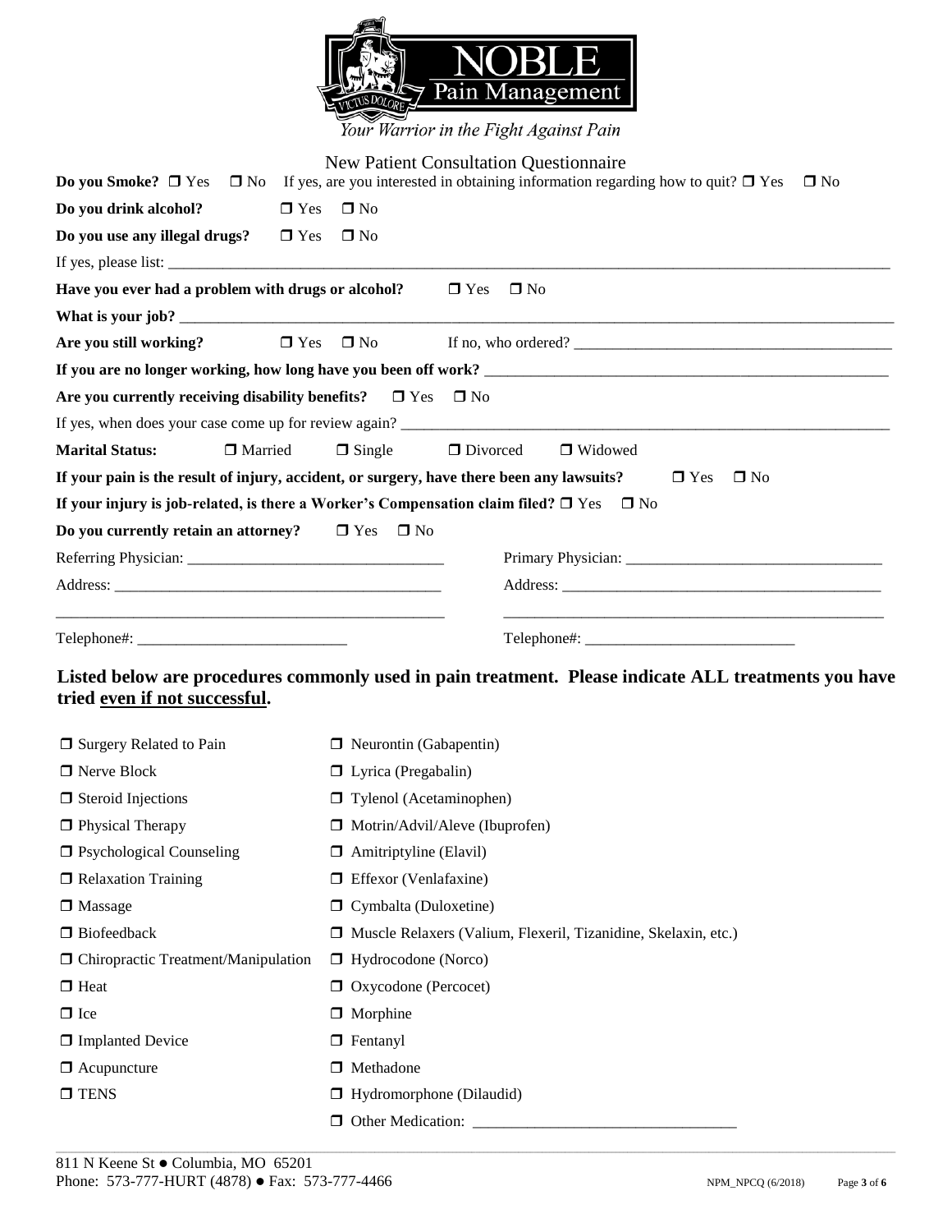# NOBLE Pain Management

*Your Warrior in the Fight Against Pain*

## New Patient Consultation Questionnaire

**Do you Smoke?** ❒ Yes ❒ No If yes, are you interested in obtaining information regarding how to quit? ❒ Yes ❒ No

**Do you drink alcohol?** ❒ Yes ❒ No

**Do you use any illegal drugs?** ❒ Yes ❒ No

If yes, please list: ______________________________

**Have you ever had a problem with drugs or alcohol?** ❒ Yes ❒ No

**What is your job?** ______________________________

**Are you still working?** ❒ Yes ❒ No If no, who ordered? ______________________________

**If you are no longer working, how long have you been off work?** ______________________________

**Are you currently receiving disability benefits?** ❒ Yes ❒ No

If yes, when does your case come up for review again? ______________________________

**Marital Status:** ❒ Married ❒ Single ❒ Divorced ❒ Widowed

**If your pain is the result of injury, accident, or surgery, have there been any lawsuits?** ❒ Yes ❒ No

**If your injury is job-related, is there a Worker's Compensation claim filed?** ❒ Yes ❒ No

**Do you currently retain an attorney?** ❒ Yes ❒ No

Referring Physician: ______________________________ Primary Physician: ______________________________

Address: ______________________________ Address: ______________________________

______________________________ ______________________________

Telephone#: ______________________________ Telephone#: ______________________________

**Listed below are procedures commonly used in pain treatment. Please indicate ALL treatments you have tried <u>even if not successful</u>.**

- ❒ Surgery Related to Pain
- ❒ Nerve Block
- ❒ Steroid Injections
- ❒ Physical Therapy
- ❒ Psychological Counseling
- ❒ Relaxation Training
- ❒ Massage
- ❒ Biofeedback
- ❒ Chiropractic Treatment/Manipulation
- ❒ Heat
- ❒ Ice
- ❒ Implanted Device
- ❒ Acupuncture
- ❒ TENS
- ❒ Neurontin (Gabapentin)
- ❒ Lyrica (Pregabalin)
- ❒ Tylenol (Acetaminophen)
- ❒ Motrin/Advil/Aleve (Ibuprofen)
- ❒ Amitriptyline (Elavil)
- ❒ Effexor (Venlafaxine)
- ❒ Cymbalta (Duloxetine)
- ❒ Muscle Relaxers (Valium, Flexeril, Tizanidine, Skelaxin, etc.)
- ❒ Hydrocodone (Norco)
- ❒ Oxycodone (Percocet)
- ❒ Morphine
- ❒ Fentanyl
- ❒ Methadone
- ❒ Hydromorphone (Dilaudid)
- ❒ Other Medication: ______________________________

811 N Keene St ● Columbia, MO 65201
Phone: 573-777-HURT (4878) ● Fax: 573-777-4466

NPM_NPCQ (6/2018)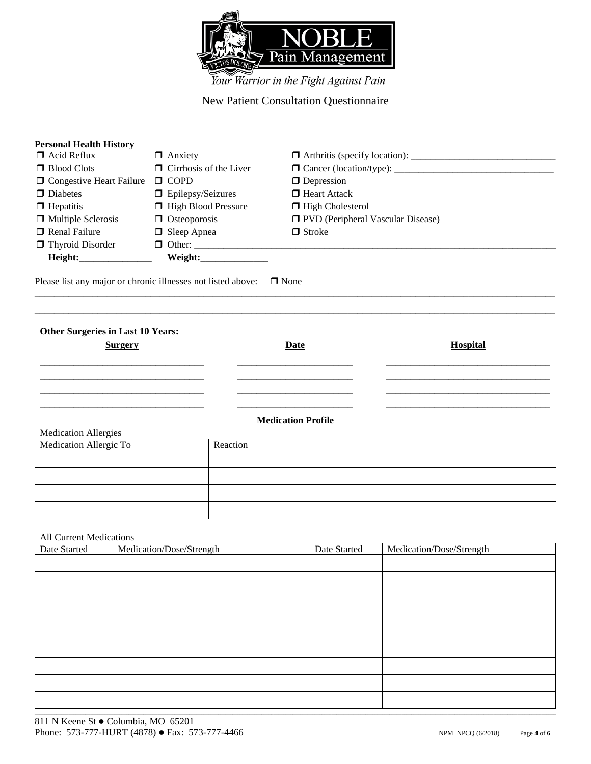NOBLE Pain Management

*Your Warrior in the Fight Against Pain*

New Patient Consultation Questionnaire

**Personal Health History**

| | | |
|---|---|---|
| ❒ Acid Reflux | ❒ Anxiety | ❒ Arthritis (specify location): ______________________________ |
| ❒ Blood Clots | ❒ Cirrhosis of the Liver | ❒ Cancer (location/type): ________________________________ |
| ❒ Congestive Heart Failure | ❒ COPD | ❒ Depression |
| ❒ Diabetes | ❒ Epilepsy/Seizures | ❒ Heart Attack |
| ❒ Hepatitis | ❒ High Blood Pressure | ❒ High Cholesterol |
| ❒ Multiple Sclerosis | ❒ Osteoporosis | ❒ PVD (Peripheral Vascular Disease) |
| ❒ Renal Failure | ❒ Sleep Apnea | ❒ Stroke |
| ❒ Thyroid Disorder | ❒ Other: ______________________________ | |

**Height:**_______________ **Weight:**______________

Please list any major or chronic illnesses not listed above: ❒ None

_____________________________________________________________________________________________

_____________________________________________________________________________________________

**Other Surgeries in Last 10 Years:**

| Surgery | Date | Hospital |
|---|---|---|
| | | |
| | | |
| | | |
| | | |

**Medication Profile**

Medication Allergies

| Medication Allergic To | Reaction |
|---|---|
| | |
| | |
| | |
| | |

All Current Medications

| Date Started | Medication/Dose/Strength | Date Started | Medication/Dose/Strength |
|---|---|---|---|
| | | | |
| | | | |
| | | | |
| | | | |
| | | | |
| | | | |
| | | | |
| | | | |
| | | | |

811 N Keene St ● Columbia, MO 65201
Phone: 573-777-HURT (4878) ● Fax: 573-777-4466

NPM_NPCQ (6/2018)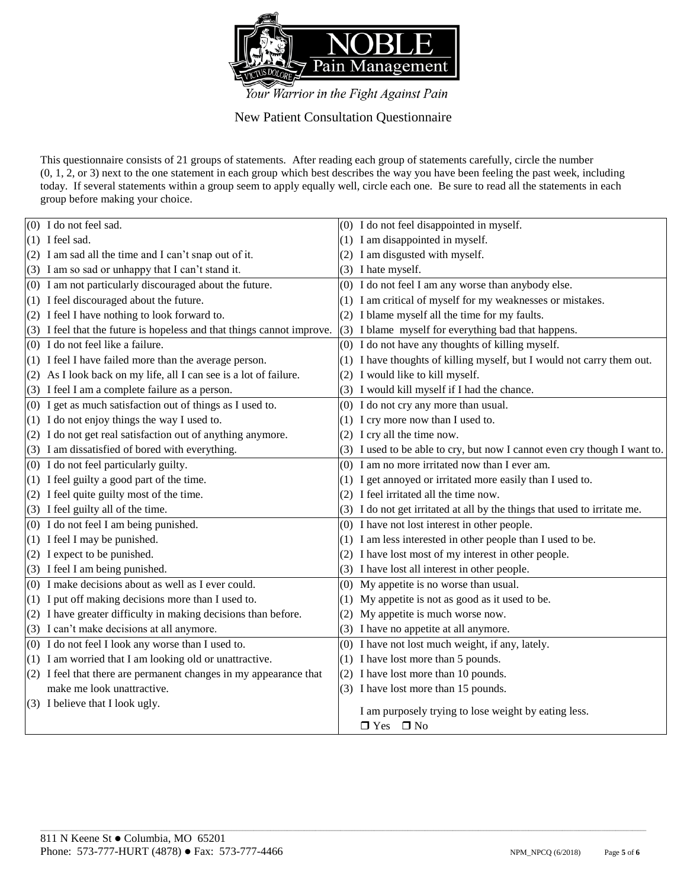# NOBLE Pain Management

*Your Warrior in the Fight Against Pain*

## New Patient Consultation Questionnaire

This questionnaire consists of 21 groups of statements. After reading each group of statements carefully, circle the number (0, 1, 2, or 3) next to the one statement in each group which best describes the way you have been feeling the past week, including today. If several statements within a group seem to apply equally well, circle each one. Be sure to read all the statements in each group before making your choice.

| | |
|---|---|
| (0) I do not feel sad.<br>(1) I feel sad.<br>(2) I am sad all the time and I can't snap out of it.<br>(3) I am so sad or unhappy that I can't stand it. | (0) I do not feel disappointed in myself.<br>(1) I am disappointed in myself.<br>(2) I am disgusted with myself.<br>(3) I hate myself. |
| (0) I am not particularly discouraged about the future.<br>(1) I feel discouraged about the future.<br>(2) I feel I have nothing to look forward to.<br>(3) I feel that the future is hopeless and that things cannot improve. | (0) I do not feel I am any worse than anybody else.<br>(1) I am critical of myself for my weaknesses or mistakes.<br>(2) I blame myself all the time for my faults.<br>(3) I blame myself for everything bad that happens. |
| (0) I do not feel like a failure.<br>(1) I feel I have failed more than the average person.<br>(2) As I look back on my life, all I can see is a lot of failure.<br>(3) I feel I am a complete failure as a person. | (0) I do not have any thoughts of killing myself.<br>(1) I have thoughts of killing myself, but I would not carry them out.<br>(2) I would like to kill myself.<br>(3) I would kill myself if I had the chance. |
| (0) I get as much satisfaction out of things as I used to.<br>(1) I do not enjoy things the way I used to.<br>(2) I do not get real satisfaction out of anything anymore.<br>(3) I am dissatisfied of bored with everything. | (0) I do not cry any more than usual.<br>(1) I cry more now than I used to.<br>(2) I cry all the time now.<br>(3) I used to be able to cry, but now I cannot even cry though I want to. |
| (0) I do not feel particularly guilty.<br>(1) I feel guilty a good part of the time.<br>(2) I feel quite guilty most of the time.<br>(3) I feel guilty all of the time. | (0) I am no more irritated now than I ever am.<br>(1) I get annoyed or irritated more easily than I used to.<br>(2) I feel irritated all the time now.<br>(3) I do not get irritated at all by the things that used to irritate me. |
| (0) I do not feel I am being punished.<br>(1) I feel I may be punished.<br>(2) I expect to be punished.<br>(3) I feel I am being punished. | (0) I have not lost interest in other people.<br>(1) I am less interested in other people than I used to be.<br>(2) I have lost most of my interest in other people.<br>(3) I have lost all interest in other people. |
| (0) I make decisions about as well as I ever could.<br>(1) I put off making decisions more than I used to.<br>(2) I have greater difficulty in making decisions than before.<br>(3) I can't make decisions at all anymore. | (0) My appetite is no worse than usual.<br>(1) My appetite is not as good as it used to be.<br>(2) My appetite is much worse now.<br>(3) I have no appetite at all anymore. |
| (0) I do not feel I look any worse than I used to.<br>(1) I am worried that I am looking old or unattractive.<br>(2) I feel that there are permanent changes in my appearance that make me look unattractive.<br>(3) I believe that I look ugly. | (0) I have not lost much weight, if any, lately.<br>(1) I have lost more than 5 pounds.<br>(2) I have lost more than 10 pounds.<br>(3) I have lost more than 15 pounds.<br><br>I am purposely trying to lose weight by eating less.<br>❒ Yes ❒ No |

811 N Keene St ● Columbia, MO 65201
Phone: 573-777-HURT (4878) ● Fax: 573-777-4466

NPM_NPCQ (6/2018)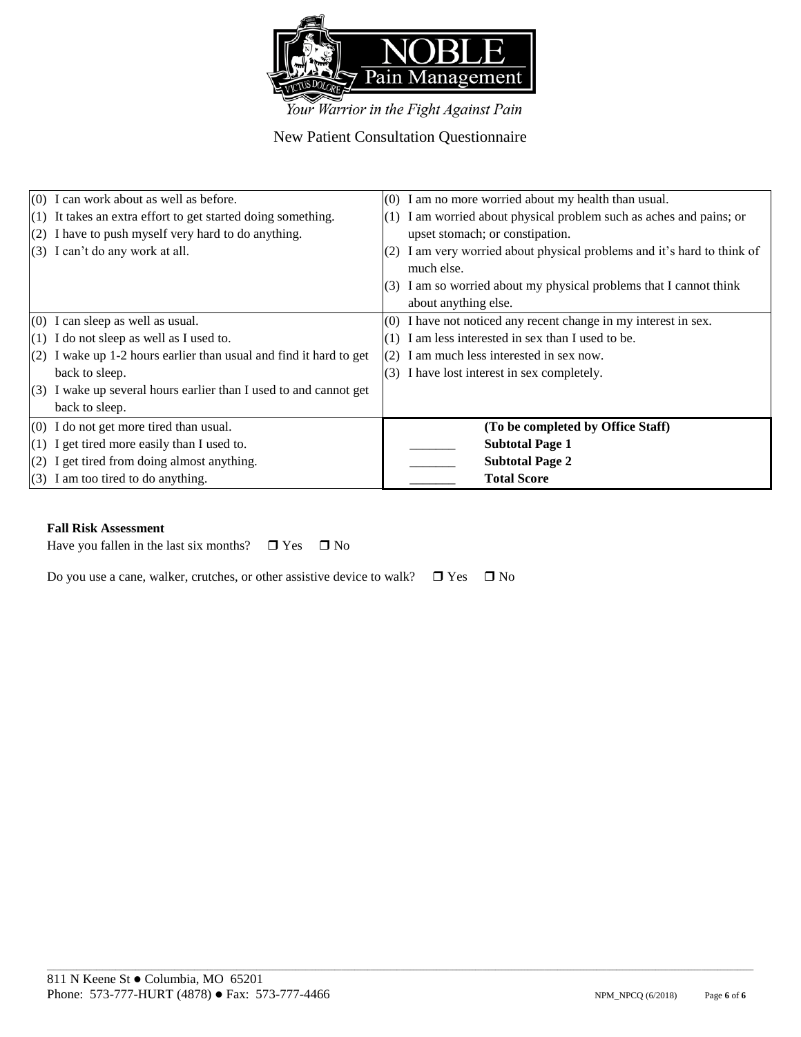NOBLE Pain Management

*Your Warrior in the Fight Against Pain*

New Patient Consultation Questionnaire

| | |
|---|---|
| (0) I can work about as well as before.<br>(1) It takes an extra effort to get started doing something.<br>(2) I have to push myself very hard to do anything.<br>(3) I can't do any work at all. | (0) I am no more worried about my health than usual.<br>(1) I am worried about physical problem such as aches and pains; or upset stomach; or constipation.<br>(2) I am very worried about physical problems and it's hard to think of much else.<br>(3) I am so worried about my physical problems that I cannot think about anything else. |
| (0) I can sleep as well as usual.<br>(1) I do not sleep as well as I used to.<br>(2) I wake up 1-2 hours earlier than usual and find it hard to get back to sleep.<br>(3) I wake up several hours earlier than I used to and cannot get back to sleep. | (0) I have not noticed any recent change in my interest in sex.<br>(1) I am less interested in sex than I used to be.<br>(2) I am much less interested in sex now.<br>(3) I have lost interest in sex completely. |
| (0) I do not get more tired than usual.<br>(1) I get tired more easily than I used to.<br>(2) I get tired from doing almost anything.<br>(3) I am too tired to do anything. | **(To be completed by Office Staff)**<br>_______ **Subtotal Page 1**<br>_______ **Subtotal Page 2**<br>_______ **Total Score** |

**Fall Risk Assessment**

Have you fallen in the last six months? ❒ Yes ❒ No

Do you use a cane, walker, crutches, or other assistive device to walk? ❒ Yes ❒ No

811 N Keene St ● Columbia, MO 65201
Phone: 573-777-HURT (4878) ● Fax: 573-777-4466

NPM_NPCQ (6/2018)